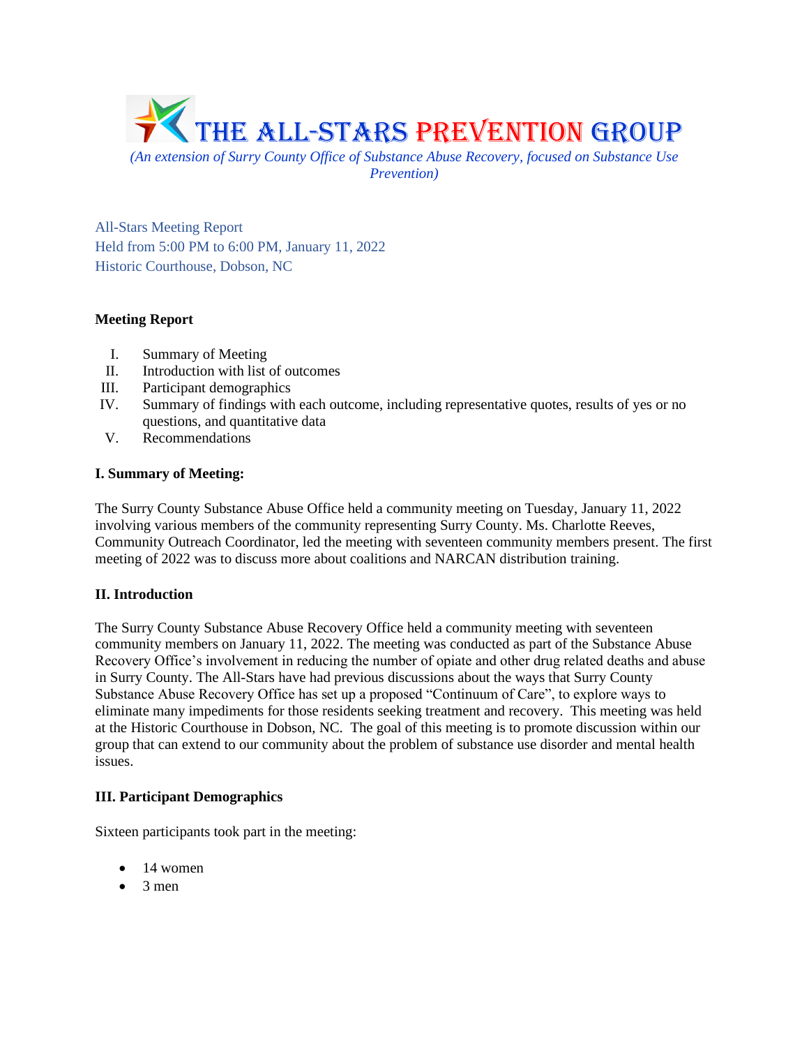# THE ALL-STARS PREVENTION GROUP

*(An extension of Surry County Office of Substance Abuse Recovery, focused on Substance Use Prevention)*

All-Stars Meeting Report
Held from 5:00 PM to 6:00 PM, January 11, 2022
Historic Courthouse, Dobson, NC

**Meeting Report**

I. Summary of Meeting
II. Introduction with list of outcomes
III. Participant demographics
IV. Summary of findings with each outcome, including representative quotes, results of yes or no questions, and quantitative data
V. Recommendations

**I. Summary of Meeting:**

The Surry County Substance Abuse Office held a community meeting on Tuesday, January 11, 2022 involving various members of the community representing Surry County. Ms. Charlotte Reeves, Community Outreach Coordinator, led the meeting with seventeen community members present. The first meeting of 2022 was to discuss more about coalitions and NARCAN distribution training.

**II. Introduction**

The Surry County Substance Abuse Recovery Office held a community meeting with seventeen community members on January 11, 2022. The meeting was conducted as part of the Substance Abuse Recovery Office's involvement in reducing the number of opiate and other drug related deaths and abuse in Surry County. The All-Stars have had previous discussions about the ways that Surry County Substance Abuse Recovery Office has set up a proposed "Continuum of Care", to explore ways to eliminate many impediments for those residents seeking treatment and recovery. This meeting was held at the Historic Courthouse in Dobson, NC. The goal of this meeting is to promote discussion within our group that can extend to our community about the problem of substance use disorder and mental health issues.

**III. Participant Demographics**

Sixteen participants took part in the meeting:

- 14 women
- 3 men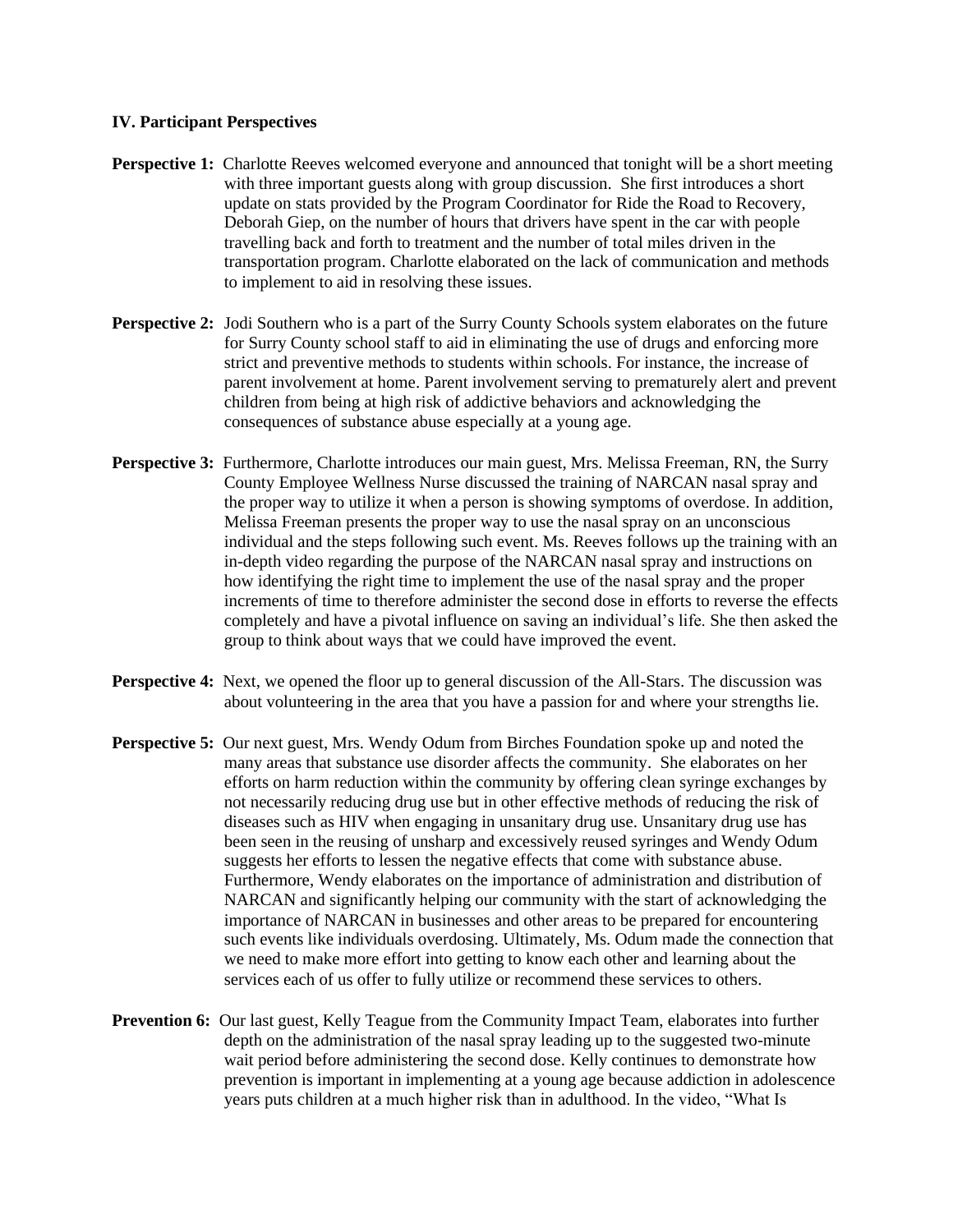### IV. Participant Perspectives

**Perspective 1:** Charlotte Reeves welcomed everyone and announced that tonight will be a short meeting with three important guests along with group discussion. She first introduces a short update on stats provided by the Program Coordinator for Ride the Road to Recovery, Deborah Giep, on the number of hours that drivers have spent in the car with people travelling back and forth to treatment and the number of total miles driven in the transportation program. Charlotte elaborated on the lack of communication and methods to implement to aid in resolving these issues.

**Perspective 2:** Jodi Southern who is a part of the Surry County Schools system elaborates on the future for Surry County school staff to aid in eliminating the use of drugs and enforcing more strict and preventive methods to students within schools. For instance, the increase of parent involvement at home. Parent involvement serving to prematurely alert and prevent children from being at high risk of addictive behaviors and acknowledging the consequences of substance abuse especially at a young age.

**Perspective 3:** Furthermore, Charlotte introduces our main guest, Mrs. Melissa Freeman, RN, the Surry County Employee Wellness Nurse discussed the training of NARCAN nasal spray and the proper way to utilize it when a person is showing symptoms of overdose. In addition, Melissa Freeman presents the proper way to use the nasal spray on an unconscious individual and the steps following such event. Ms. Reeves follows up the training with an in-depth video regarding the purpose of the NARCAN nasal spray and instructions on how identifying the right time to implement the use of the nasal spray and the proper increments of time to therefore administer the second dose in efforts to reverse the effects completely and have a pivotal influence on saving an individual's life. She then asked the group to think about ways that we could have improved the event.

**Perspective 4:** Next, we opened the floor up to general discussion of the All-Stars. The discussion was about volunteering in the area that you have a passion for and where your strengths lie.

**Perspective 5:** Our next guest, Mrs. Wendy Odum from Birches Foundation spoke up and noted the many areas that substance use disorder affects the community. She elaborates on her efforts on harm reduction within the community by offering clean syringe exchanges by not necessarily reducing drug use but in other effective methods of reducing the risk of diseases such as HIV when engaging in unsanitary drug use. Unsanitary drug use has been seen in the reusing of unsharp and excessively reused syringes and Wendy Odum suggests her efforts to lessen the negative effects that come with substance abuse. Furthermore, Wendy elaborates on the importance of administration and distribution of NARCAN and significantly helping our community with the start of acknowledging the importance of NARCAN in businesses and other areas to be prepared for encountering such events like individuals overdosing. Ultimately, Ms. Odum made the connection that we need to make more effort into getting to know each other and learning about the services each of us offer to fully utilize or recommend these services to others.

**Prevention 6:** Our last guest, Kelly Teague from the Community Impact Team, elaborates into further depth on the administration of the nasal spray leading up to the suggested two-minute wait period before administering the second dose. Kelly continues to demonstrate how prevention is important in implementing at a young age because addiction in adolescence years puts children at a much higher risk than in adulthood. In the video, "What Is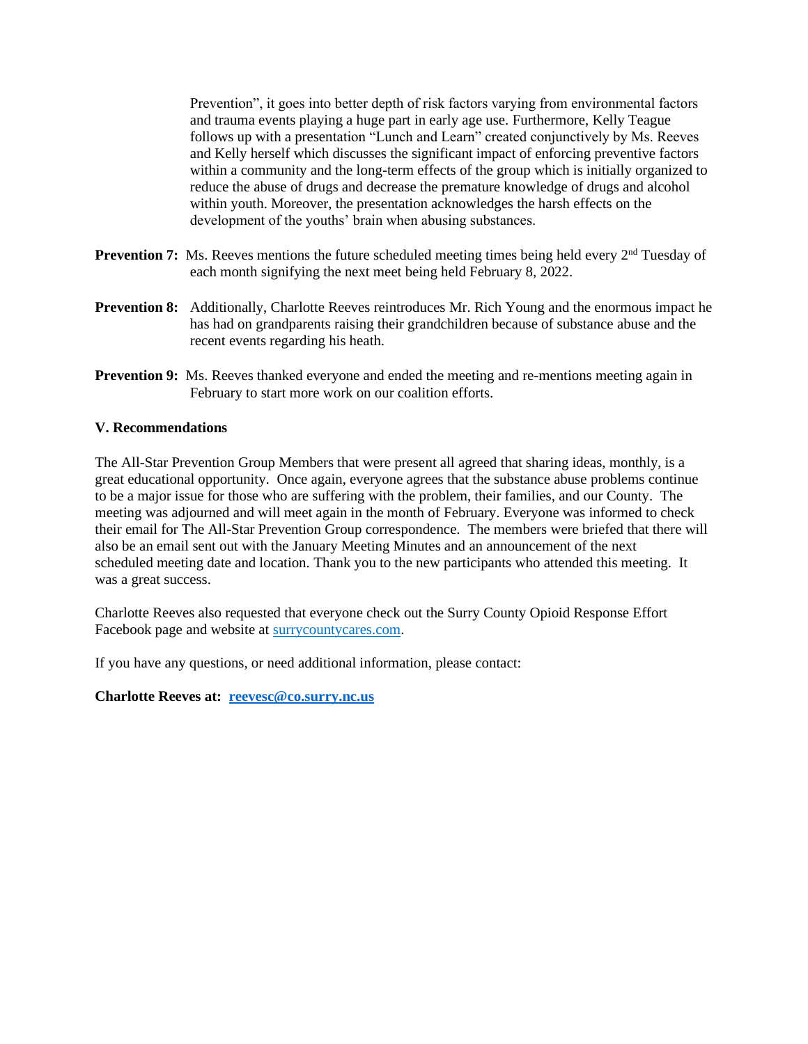Prevention", it goes into better depth of risk factors varying from environmental factors and trauma events playing a huge part in early age use. Furthermore, Kelly Teague follows up with a presentation "Lunch and Learn" created conjunctively by Ms. Reeves and Kelly herself which discusses the significant impact of enforcing preventive factors within a community and the long-term effects of the group which is initially organized to reduce the abuse of drugs and decrease the premature knowledge of drugs and alcohol within youth. Moreover, the presentation acknowledges the harsh effects on the development of the youths' brain when abusing substances.

**Prevention 7:** Ms. Reeves mentions the future scheduled meeting times being held every 2nd Tuesday of each month signifying the next meet being held February 8, 2022.

**Prevention 8:** Additionally, Charlotte Reeves reintroduces Mr. Rich Young and the enormous impact he has had on grandparents raising their grandchildren because of substance abuse and the recent events regarding his heath.

**Prevention 9:** Ms. Reeves thanked everyone and ended the meeting and re-mentions meeting again in February to start more work on our coalition efforts.

### V. Recommendations

The All-Star Prevention Group Members that were present all agreed that sharing ideas, monthly, is a great educational opportunity. Once again, everyone agrees that the substance abuse problems continue to be a major issue for those who are suffering with the problem, their families, and our County. The meeting was adjourned and will meet again in the month of February. Everyone was informed to check their email for The All-Star Prevention Group correspondence. The members were briefed that there will also be an email sent out with the January Meeting Minutes and an announcement of the next scheduled meeting date and location. Thank you to the new participants who attended this meeting. It was a great success.

Charlotte Reeves also requested that everyone check out the Surry County Opioid Response Effort Facebook page and website at surrycountycares.com.

If you have any questions, or need additional information, please contact:

**Charlotte Reeves at: reevesc@co.surry.nc.us**